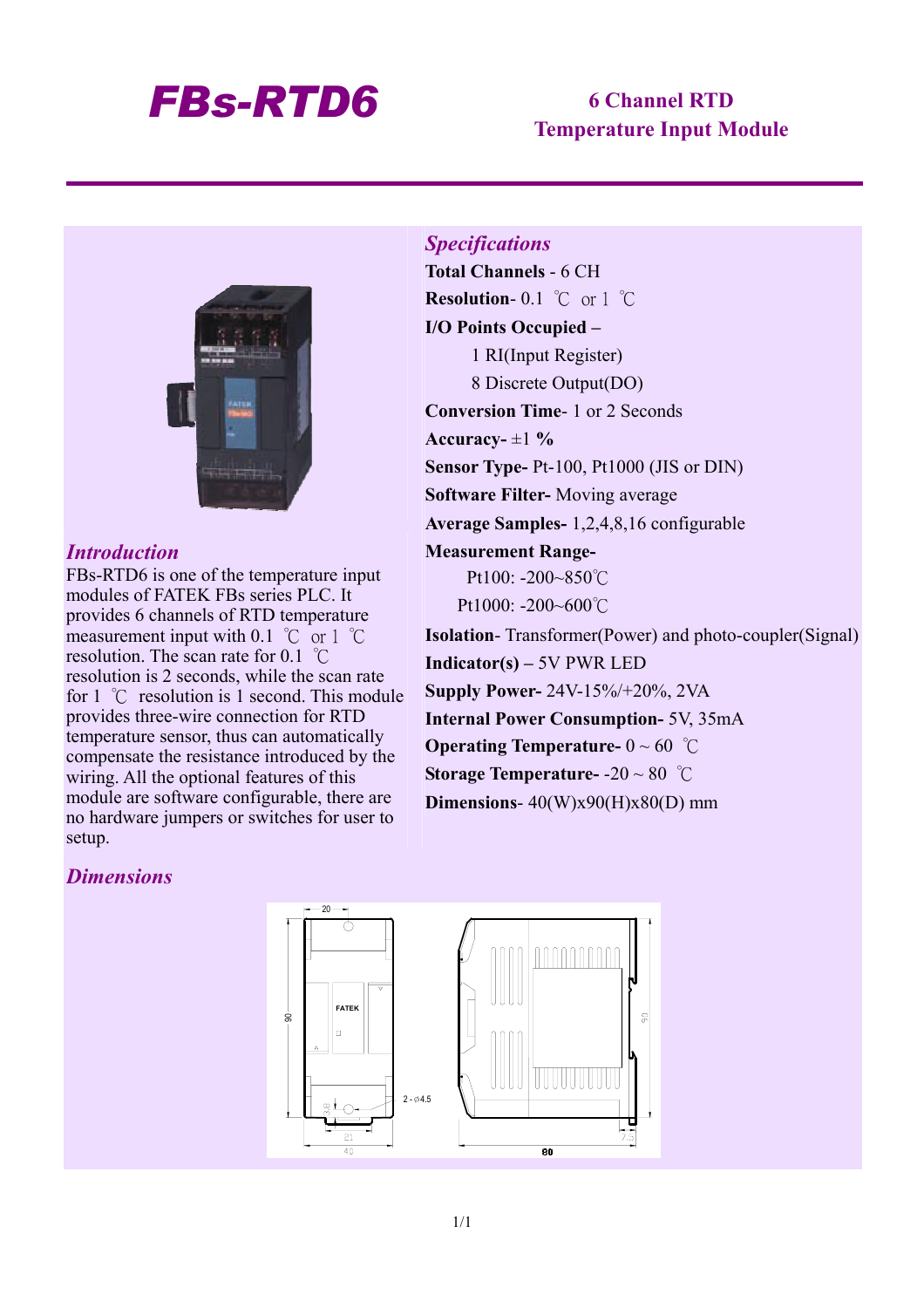# FBs-RTD6

**6 Channel RTD Temperature Input Module**

## *Introduction*

FBs-RTD6 is one of the temperature input modules of FATEK FBs series PLC. It provides 6 channels of RTD temperature measurement input with 0.1 ℃ or 1 ℃ resolution. The scan rate for 0.1 ℃ resolution is 2 seconds, while the scan rate for 1 ℃ resolution is 1 second. This module provides three-wire connection for RTD temperature sensor, thus can automatically compensate the resistance introduced by the wiring. All the optional features of this module are software configurable, there are no hardware jumpers or switches for user to setup.

## *Specifications*

**Total Channels** - 6 CH

**Resolution**- 0.1 ℃ or 1 ℃

**I/O Points Occupied –**

- 1 RI(Input Register)
- 8 Discrete Output(DO)

**Conversion Time**- 1 or 2 Seconds

**Accuracy-** ±1 **%**

**Sensor Type-** Pt-100, Pt1000 (JIS or DIN)

**Software Filter-** Moving average

**Average Samples-** 1,2,4,8,16 configurable

**Measurement Range-**

- Pt100: -200~850℃
- Pt1000: -200~600℃

**Isolation**- Transformer(Power) and photo-coupler(Signal)

**Indicator(s) –** 5V PWR LED

**Supply Power-** 24V-15%/+20%, 2VA

**Internal Power Consumption-** 5V, 35mA

**Operating Temperature-** 0 ~ 60 ℃

**Storage Temperature-** -20 ~ 80 ℃

**Dimensions**- 40(W)x90(H)x80(D) mm

## *Dimensions*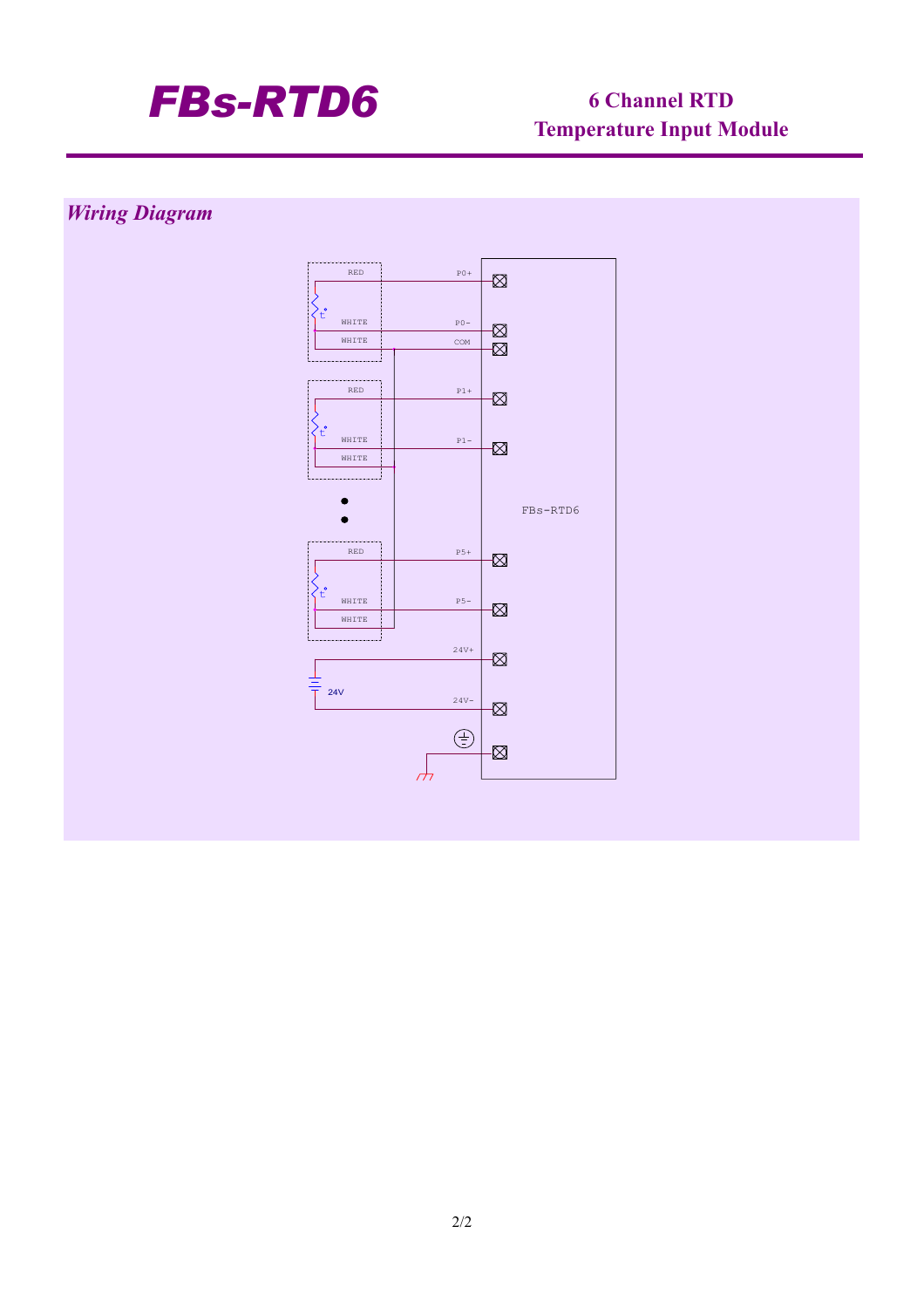# FBs-RTD6

**6 Channel RTD Temperature Input Module**

## *Wiring Diagram*

RED

P0+

WHITE

P0-

WHITE

COM

RED

P1+

WHITE

P1-

WHITE

FBs-RTD6

RED

P5+

WHITE

P5-

WHITE

24V+

24V

24V-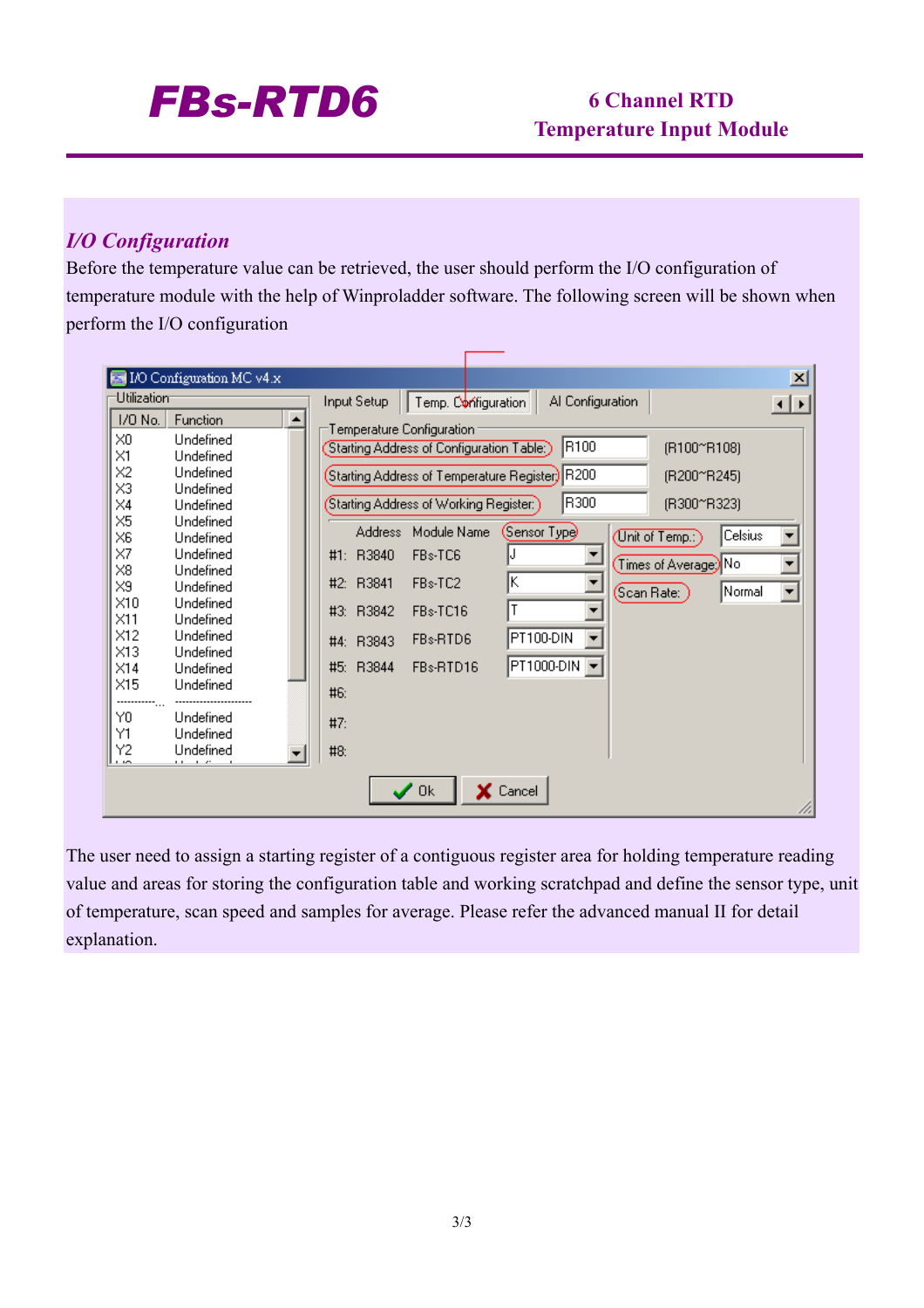## I/O Configuration

Before the temperature value can be retrieved, the user should perform the I/O configuration of temperature module with the help of Winproladder software. The following screen will be shown when perform the I/O configuration

The user need to assign a starting register of a contiguous register area for holding temperature reading value and areas for storing the configuration table and working scratchpad and define the sensor type, unit of temperature, scan speed and samples for average. Please refer the advanced manual II for detail explanation.